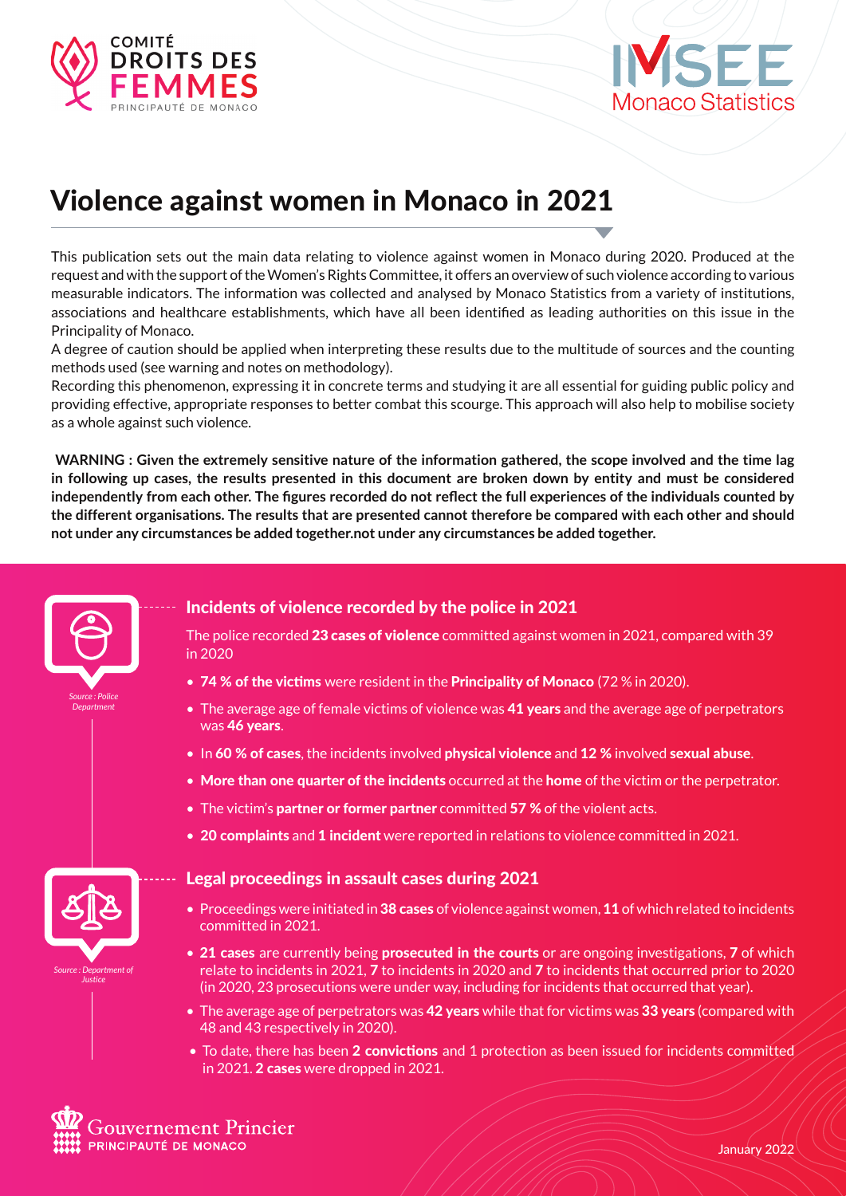COMITÉ DROITS DES FEMMES PRINCIPAUTÉ DE MONACO

IMSEE Monaco Statistics

# Violence against women in Monaco in 2021

This publication sets out the main data relating to violence against women in Monaco during 2020. Produced at the request and with the support of the Women's Rights Committee, it offers an overview of such violence according to various measurable indicators. The information was collected and analysed by Monaco Statistics from a variety of institutions, associations and healthcare establishments, which have all been identified as leading authorities on this issue in the Principality of Monaco.

A degree of caution should be applied when interpreting these results due to the multitude of sources and the counting methods used (see warning and notes on methodology).

Recording this phenomenon, expressing it in concrete terms and studying it are all essential for guiding public policy and providing effective, appropriate responses to better combat this scourge. This approach will also help to mobilise society as a whole against such violence.

**WARNING : Given the extremely sensitive nature of the information gathered, the scope involved and the time lag in following up cases, the results presented in this document are broken down by entity and must be considered independently from each other. The figures recorded do not reflect the full experiences of the individuals counted by the different organisations. The results that are presented cannot therefore be compared with each other and should not under any circumstances be added together.not under any circumstances be added together.**

## Incidents of violence recorded by the police in 2021

*Source : Police Department*

The police recorded **23 cases of violence** committed against women in 2021, compared with 39 in 2020

- **74 % of the victims** were resident in the **Principality of Monaco** (72 % in 2020).
- The average age of female victims of violence was **41 years** and the average age of perpetrators was **46 years**.
- In **60 % of cases**, the incidents involved **physical violence** and **12 %** involved **sexual abuse**.
- **More than one quarter of the incidents** occurred at the **home** of the victim or the perpetrator.
- The victim's **partner or former partner** committed **57 %** of the violent acts.
- **20 complaints** and **1 incident** were reported in relations to violence committed in 2021.

## Legal proceedings in assault cases during 2021

*Source : Department of Justice*

- Proceedings were initiated in **38 cases** of violence against women, **11** of which related to incidents committed in 2021.
- **21 cases** are currently being **prosecuted in the courts** or are ongoing investigations, **7** of which relate to incidents in 2021, **7** to incidents in 2020 and **7** to incidents that occurred prior to 2020 (in 2020, 23 prosecutions were under way, including for incidents that occurred that year).
- The average age of perpetrators was **42 years** while that for victims was **33 years** (compared with 48 and 43 respectively in 2020).
- To date, there has been **2 convictions** and 1 protection as been issued for incidents committed in 2021. **2 cases** were dropped in 2021.

Gouvernement Princier PRINCIPAUTÉ DE MONACO

January 2022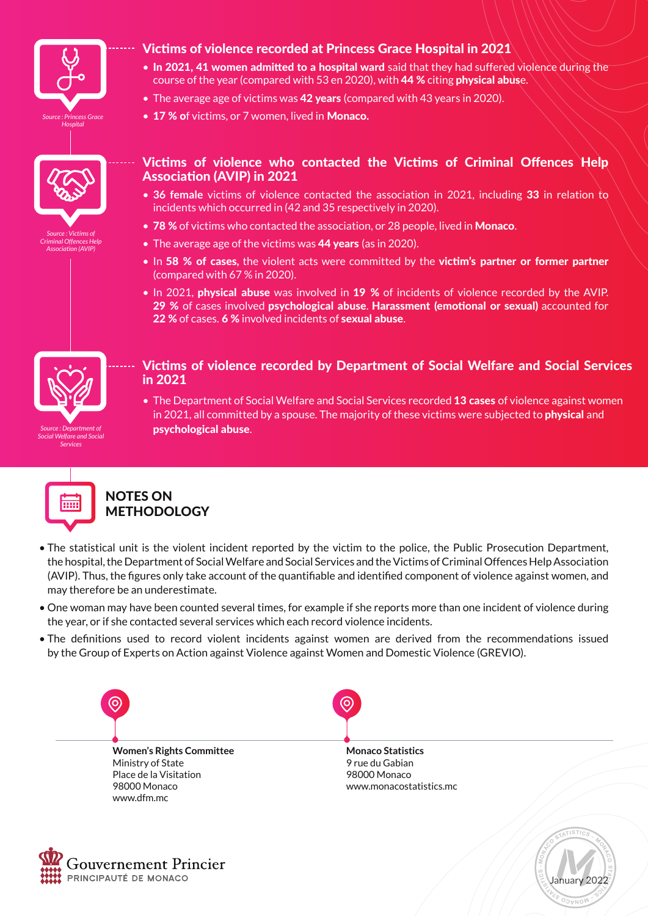## Victims of violence recorded at Princess Grace Hospital in 2021

*Source : Princess Grace Hospital*

- **In 2021, 41 women admitted to a hospital ward** said that they had suffered violence during the course of the year (compared with 53 en 2020), with **44 %** citing **physical abuse**.
- The average age of victims was **42 years** (compared with 43 years in 2020).
- **17 % of** victims, or 7 women, lived in **Monaco.**

## Victims of violence who contacted the Victims of Criminal Offences Help Association (AVIP) in 2021

*Source : Victims of Criminal Offences Help Association (AVIP)*

- **36 female** victims of violence contacted the association in 2021, including **33** in relation to incidents which occurred in (42 and 35 respectively in 2020).
- **78 %** of victims who contacted the association, or 28 people, lived in **Monaco**.
- The average age of the victims was **44 years** (as in 2020).
- In **58 % of cases,** the violent acts were committed by the **victim's partner or former partner** (compared with 67 % in 2020).
- In 2021, **physical abuse** was involved in **19 %** of incidents of violence recorded by the AVIP. **29 %** of cases involved **psychological abuse**. **Harassment (emotional or sexual)** accounted for **22 %** of cases. **6 %** involved incidents of **sexual abuse**.

## Victims of violence recorded by Department of Social Welfare and Social Services in 2021

*Source : Department of Social Welfare and Social Services*

- The Department of Social Welfare and Social Services recorded **13 cases** of violence against women in 2021, all committed by a spouse. The majority of these victims were subjected to **physical** and **psychological abuse**.

## NOTES ON METHODOLOGY

- The statistical unit is the violent incident reported by the victim to the police, the Public Prosecution Department, the hospital, the Department of Social Welfare and Social Services and the Victims of Criminal Offences Help Association (AVIP). Thus, the figures only take account of the quantifiable and identified component of violence against women, and may therefore be an underestimate.
- One woman may have been counted several times, for example if she reports more than one incident of violence during the year, or if she contacted several services which each record violence incidents.
- The definitions used to record violent incidents against women are derived from the recommendations issued by the Group of Experts on Action against Violence against Women and Domestic Violence (GREVIO).

**Women's Rights Committee**
Ministry of State
Place de la Visitation
98000 Monaco
www.dfm.mc

**Monaco Statistics**
9 rue du Gabian
98000 Monaco
www.monacostatistics.mc

Gouvernement Princier
PRINCIPAUTÉ DE MONACO

January 2022